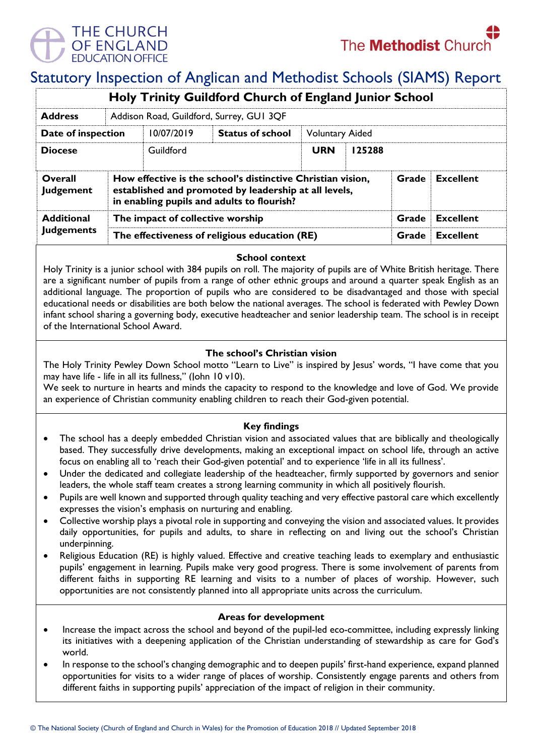THE CHURCH OF ENGLAND EDUCATION OFFICE

The Methodist Church

# Statutory Inspection of Anglican and Methodist Schools (SIAMS) Report

## Holy Trinity Guildford Church of England Junior School

| | | | | | | |
|---|---|---|---|---|---|---|
| **Address** | Addison Road, Guildford, Surrey, GU1 3QF | | | | | |
| **Date of inspection** | 10/07/2019 | **Status of school** | Voluntary Aided | | | |
| **Diocese** | Guildford | | **URN** | 125288 | | |
| **Overall Judgement** | **How effective is the school's distinctive Christian vision, established and promoted by leadership at all levels, in enabling pupils and adults to flourish?** | | | | **Grade** | **Excellent** |
| **Additional Judgements** | **The impact of collective worship** | | | | **Grade** | **Excellent** |
| | **The effectiveness of religious education (RE)** | | | | **Grade** | **Excellent** |

### School context

Holy Trinity is a junior school with 384 pupils on roll. The majority of pupils are of White British heritage. There are a significant number of pupils from a range of other ethnic groups and around a quarter speak English as an additional language. The proportion of pupils who are considered to be disadvantaged and those with special educational needs or disabilities are both below the national averages. The school is federated with Pewley Down infant school sharing a governing body, executive headteacher and senior leadership team. The school is in receipt of the International School Award.

### The school's Christian vision

The Holy Trinity Pewley Down School motto "Learn to Live" is inspired by Jesus' words, "I have come that you may have life - life in all its fullness," (John 10 v10).
We seek to nurture in hearts and minds the capacity to respond to the knowledge and love of God. We provide an experience of Christian community enabling children to reach their God-given potential.

### Key findings

- The school has a deeply embedded Christian vision and associated values that are biblically and theologically based. They successfully drive developments, making an exceptional impact on school life, through an active focus on enabling all to 'reach their God-given potential' and to experience 'life in all its fullness'.
- Under the dedicated and collegiate leadership of the headteacher, firmly supported by governors and senior leaders, the whole staff team creates a strong learning community in which all positively flourish.
- Pupils are well known and supported through quality teaching and very effective pastoral care which excellently expresses the vision's emphasis on nurturing and enabling.
- Collective worship plays a pivotal role in supporting and conveying the vision and associated values. It provides daily opportunities, for pupils and adults, to share in reflecting on and living out the school's Christian underpinning.
- Religious Education (RE) is highly valued. Effective and creative teaching leads to exemplary and enthusiastic pupils' engagement in learning. Pupils make very good progress. There is some involvement of parents from different faiths in supporting RE learning and visits to a number of places of worship. However, such opportunities are not consistently planned into all appropriate units across the curriculum.

### Areas for development

- Increase the impact across the school and beyond of the pupil-led eco-committee, including expressly linking its initiatives with a deepening application of the Christian understanding of stewardship as care for God's world.
- In response to the school's changing demographic and to deepen pupils' first-hand experience, expand planned opportunities for visits to a wider range of places of worship. Consistently engage parents and others from different faiths in supporting pupils' appreciation of the impact of religion in their community.

© The National Society (Church of England and Church in Wales) for the Promotion of Education 2018 // Updated September 2018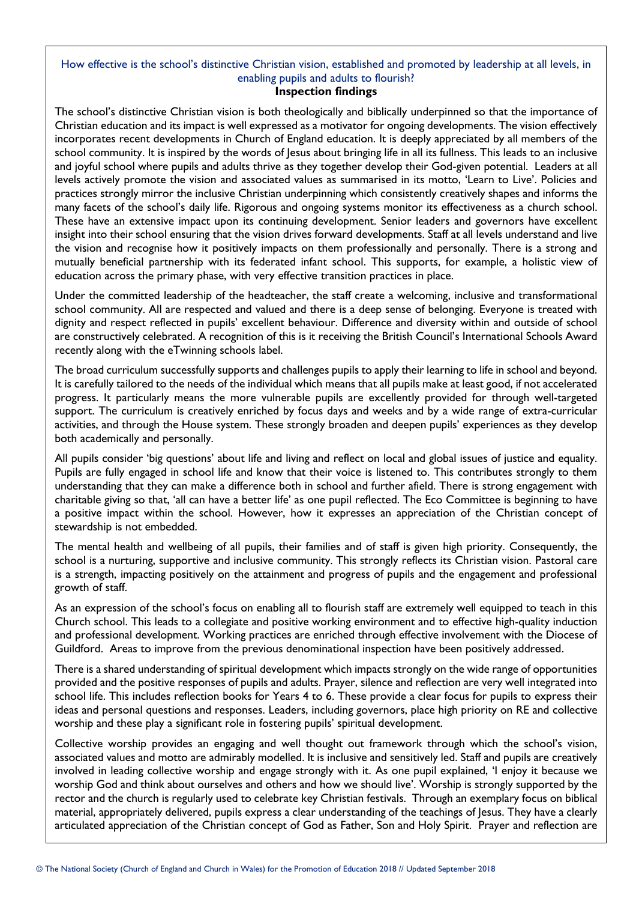How effective is the school's distinctive Christian vision, established and promoted by leadership at all levels, in enabling pupils and adults to flourish?

**Inspection findings**

The school's distinctive Christian vision is both theologically and biblically underpinned so that the importance of Christian education and its impact is well expressed as a motivator for ongoing developments. The vision effectively incorporates recent developments in Church of England education. It is deeply appreciated by all members of the school community. It is inspired by the words of Jesus about bringing life in all its fullness. This leads to an inclusive and joyful school where pupils and adults thrive as they together develop their God-given potential. Leaders at all levels actively promote the vision and associated values as summarised in its motto, 'Learn to Live'. Policies and practices strongly mirror the inclusive Christian underpinning which consistently creatively shapes and informs the many facets of the school's daily life. Rigorous and ongoing systems monitor its effectiveness as a church school. These have an extensive impact upon its continuing development. Senior leaders and governors have excellent insight into their school ensuring that the vision drives forward developments. Staff at all levels understand and live the vision and recognise how it positively impacts on them professionally and personally. There is a strong and mutually beneficial partnership with its federated infant school. This supports, for example, a holistic view of education across the primary phase, with very effective transition practices in place.

Under the committed leadership of the headteacher, the staff create a welcoming, inclusive and transformational school community. All are respected and valued and there is a deep sense of belonging. Everyone is treated with dignity and respect reflected in pupils' excellent behaviour. Difference and diversity within and outside of school are constructively celebrated. A recognition of this is it receiving the British Council's International Schools Award recently along with the eTwinning schools label.

The broad curriculum successfully supports and challenges pupils to apply their learning to life in school and beyond. It is carefully tailored to the needs of the individual which means that all pupils make at least good, if not accelerated progress. It particularly means the more vulnerable pupils are excellently provided for through well-targeted support. The curriculum is creatively enriched by focus days and weeks and by a wide range of extra-curricular activities, and through the House system. These strongly broaden and deepen pupils' experiences as they develop both academically and personally.

All pupils consider 'big questions' about life and living and reflect on local and global issues of justice and equality. Pupils are fully engaged in school life and know that their voice is listened to. This contributes strongly to them understanding that they can make a difference both in school and further afield. There is strong engagement with charitable giving so that, 'all can have a better life' as one pupil reflected. The Eco Committee is beginning to have a positive impact within the school. However, how it expresses an appreciation of the Christian concept of stewardship is not embedded.

The mental health and wellbeing of all pupils, their families and of staff is given high priority. Consequently, the school is a nurturing, supportive and inclusive community. This strongly reflects its Christian vision. Pastoral care is a strength, impacting positively on the attainment and progress of pupils and the engagement and professional growth of staff.

As an expression of the school's focus on enabling all to flourish staff are extremely well equipped to teach in this Church school. This leads to a collegiate and positive working environment and to effective high-quality induction and professional development. Working practices are enriched through effective involvement with the Diocese of Guildford. Areas to improve from the previous denominational inspection have been positively addressed.

There is a shared understanding of spiritual development which impacts strongly on the wide range of opportunities provided and the positive responses of pupils and adults. Prayer, silence and reflection are very well integrated into school life. This includes reflection books for Years 4 to 6. These provide a clear focus for pupils to express their ideas and personal questions and responses. Leaders, including governors, place high priority on RE and collective worship and these play a significant role in fostering pupils' spiritual development.

Collective worship provides an engaging and well thought out framework through which the school's vision, associated values and motto are admirably modelled. It is inclusive and sensitively led. Staff and pupils are creatively involved in leading collective worship and engage strongly with it. As one pupil explained, 'I enjoy it because we worship God and think about ourselves and others and how we should live'. Worship is strongly supported by the rector and the church is regularly used to celebrate key Christian festivals. Through an exemplary focus on biblical material, appropriately delivered, pupils express a clear understanding of the teachings of Jesus. They have a clearly articulated appreciation of the Christian concept of God as Father, Son and Holy Spirit. Prayer and reflection are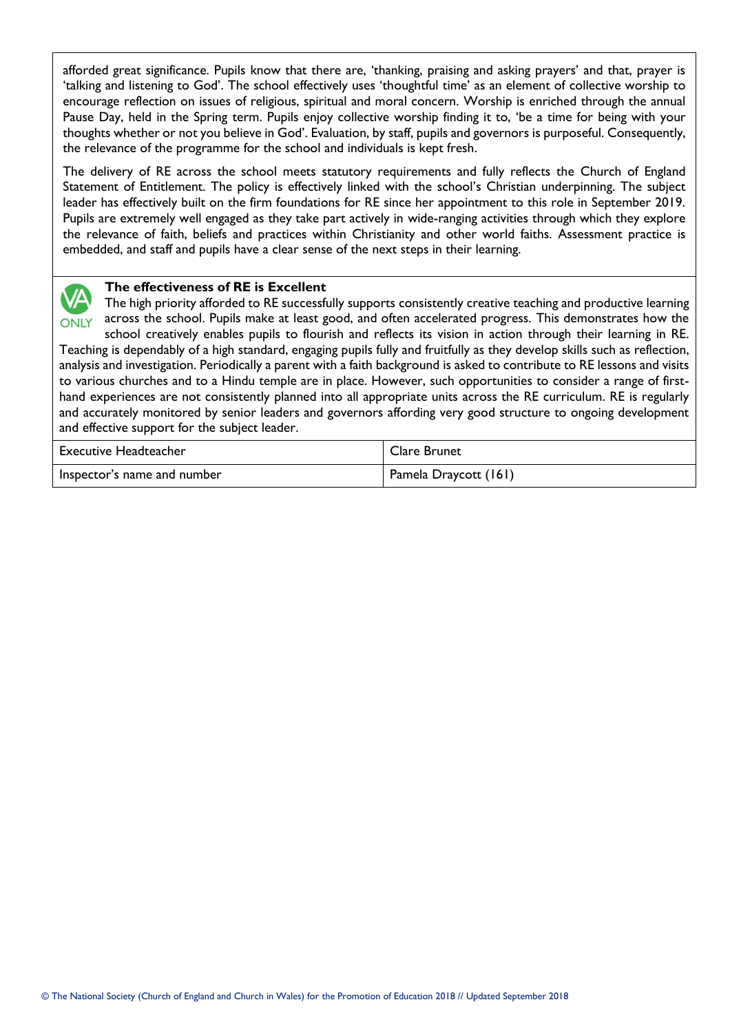afforded great significance. Pupils know that there are, 'thanking, praising and asking prayers' and that, prayer is 'talking and listening to God'. The school effectively uses 'thoughtful time' as an element of collective worship to encourage reflection on issues of religious, spiritual and moral concern. Worship is enriched through the annual Pause Day, held in the Spring term. Pupils enjoy collective worship finding it to, 'be a time for being with your thoughts whether or not you believe in God'. Evaluation, by staff, pupils and governors is purposeful. Consequently, the relevance of the programme for the school and individuals is kept fresh.

The delivery of RE across the school meets statutory requirements and fully reflects the Church of England Statement of Entitlement. The policy is effectively linked with the school's Christian underpinning. The subject leader has effectively built on the firm foundations for RE since her appointment to this role in September 2019. Pupils are extremely well engaged as they take part actively in wide-ranging activities through which they explore the relevance of faith, beliefs and practices within Christianity and other world faiths. Assessment practice is embedded, and staff and pupils have a clear sense of the next steps in their learning.

VA ONLY

**The effectiveness of RE is Excellent**

The high priority afforded to RE successfully supports consistently creative teaching and productive learning across the school. Pupils make at least good, and often accelerated progress. This demonstrates how the school creatively enables pupils to flourish and reflects its vision in action through their learning in RE. Teaching is dependably of a high standard, engaging pupils fully and fruitfully as they develop skills such as reflection, analysis and investigation. Periodically a parent with a faith background is asked to contribute to RE lessons and visits to various churches and to a Hindu temple are in place. However, such opportunities to consider a range of first-hand experiences are not consistently planned into all appropriate units across the RE curriculum. RE is regularly and accurately monitored by senior leaders and governors affording very good structure to ongoing development and effective support for the subject leader.

| | |
|---|---|
| Executive Headteacher | Clare Brunet |
| Inspector's name and number | Pamela Draycott (161) |

© The National Society (Church of England and Church in Wales) for the Promotion of Education 2018 // Updated September 2018